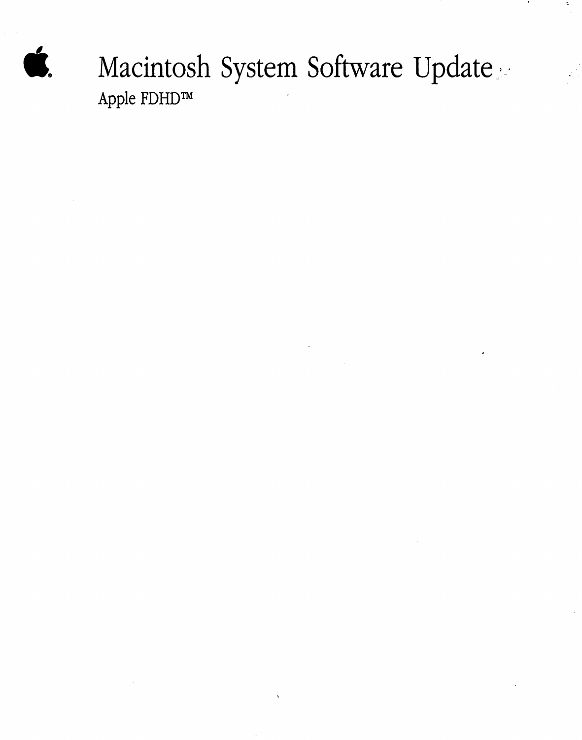# Macintosh System Software Update

Apple FDHD™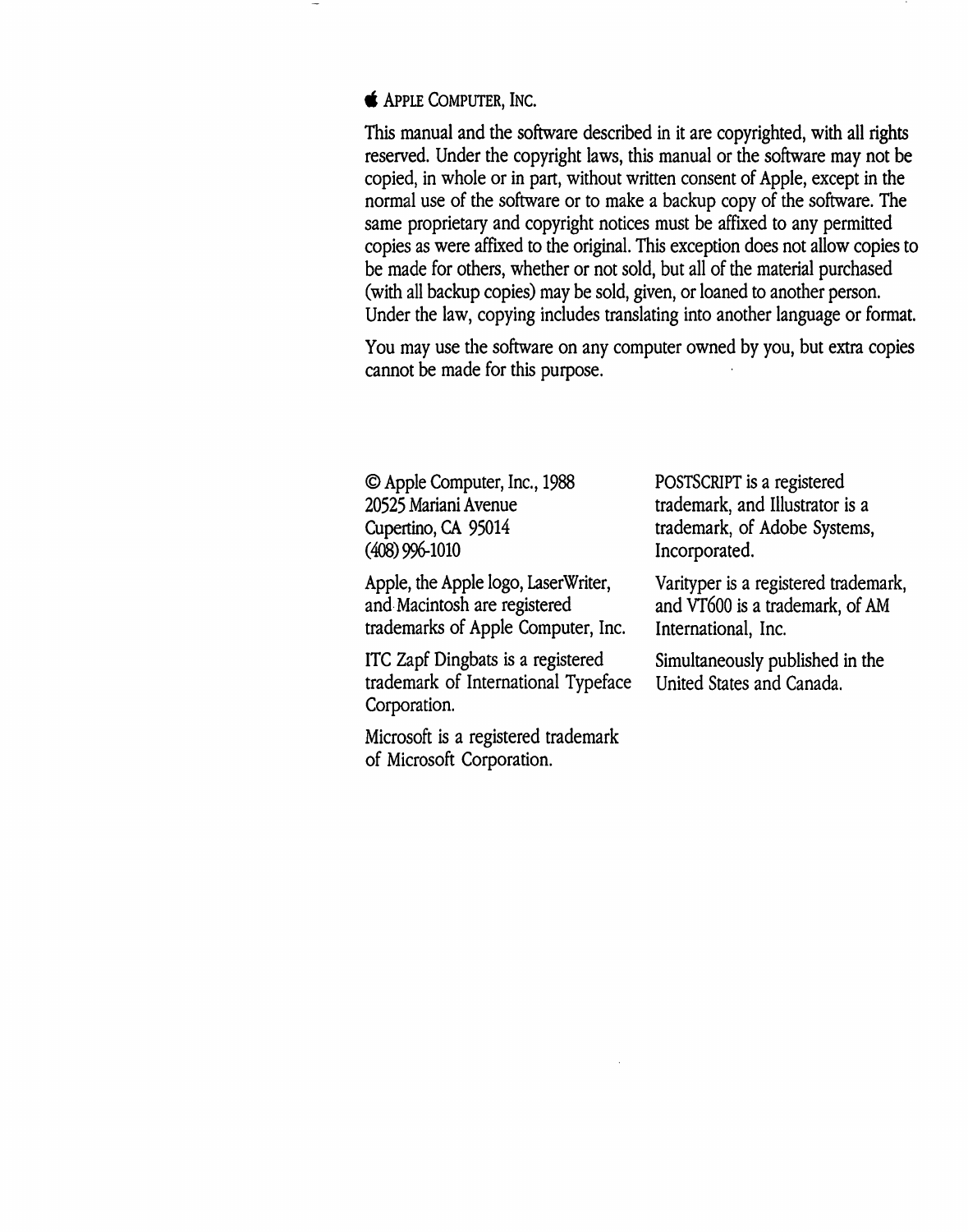APPLE COMPUTER, INC.

This manual and the software described in it are copyrighted, with all rights reserved. Under the copyright laws, this manual or the software may not be copied, in whole or in part, without written consent of Apple, except in the normal use of the software or to make a backup copy of the software. The same proprietary and copyright notices must be affixed to any permitted copies as were affixed to the original. This exception does not allow copies to be made for others, whether or not sold, but all of the material purchased (with all backup copies) may be sold, given, or loaned to another person. Under the law, copying includes translating into another language or format.

You may use the software on any computer owned by you, but extra copies cannot be made for this purpose.

© Apple Computer, Inc., 1988
20525 Mariani Avenue
Cupertino, CA 95014
(408) 996-1010

Apple, the Apple logo, LaserWriter, and Macintosh are registered trademarks of Apple Computer, Inc.

ITC Zapf Dingbats is a registered trademark of International Typeface Corporation.

Microsoft is a registered trademark of Microsoft Corporation.

POSTSCRIPT is a registered trademark, and Illustrator is a trademark, of Adobe Systems, Incorporated.

Varityper is a registered trademark, and VT600 is a trademark, of AM International, Inc.

Simultaneously published in the United States and Canada.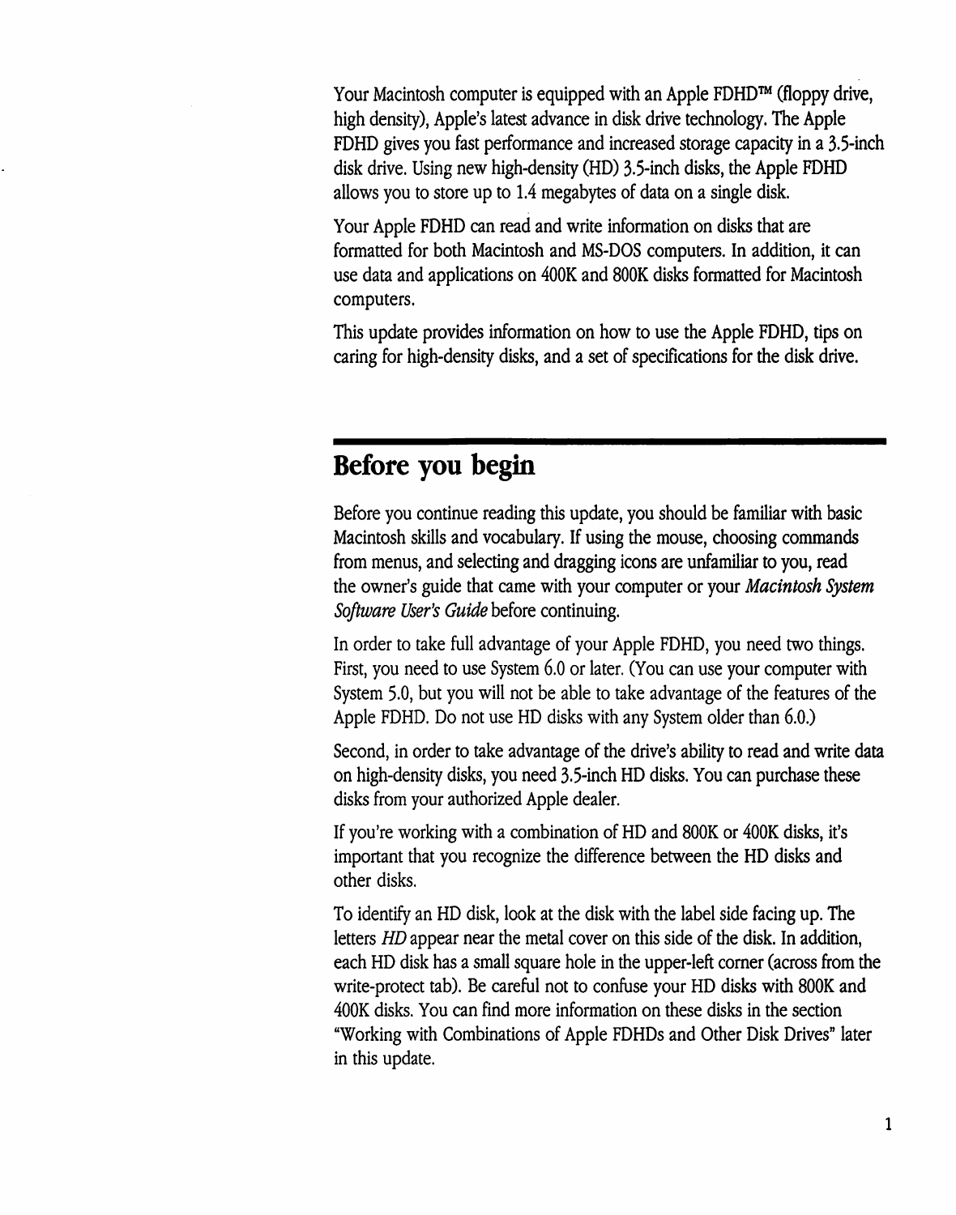Your Macintosh computer is equipped with an Apple FDHD™ (floppy drive, high density), Apple's latest advance in disk drive technology. The Apple FDHD gives you fast performance and increased storage capacity in a 3.5-inch disk drive. Using new high-density (HD) 3.5-inch disks, the Apple FDHD allows you to store up to 1.4 megabytes of data on a single disk.

Your Apple FDHD can read and write information on disks that are formatted for both Macintosh and MS-DOS computers. In addition, it can use data and applications on 400K and 800K disks formatted for Macintosh computers.

This update provides information on how to use the Apple FDHD, tips on caring for high-density disks, and a set of specifications for the disk drive.

## Before you begin

Before you continue reading this update, you should be familiar with basic Macintosh skills and vocabulary. If using the mouse, choosing commands from menus, and selecting and dragging icons are unfamiliar to you, read the owner's guide that came with your computer or your *Macintosh System Software User's Guide* before continuing.

In order to take full advantage of your Apple FDHD, you need two things. First, you need to use System 6.0 or later. (You can use your computer with System 5.0, but you will not be able to take advantage of the features of the Apple FDHD. Do not use HD disks with any System older than 6.0.)

Second, in order to take advantage of the drive's ability to read and write data on high-density disks, you need 3.5-inch HD disks. You can purchase these disks from your authorized Apple dealer.

If you're working with a combination of HD and 800K or 400K disks, it's important that you recognize the difference between the HD disks and other disks.

To identify an HD disk, look at the disk with the label side facing up. The letters *HD* appear near the metal cover on this side of the disk. In addition, each HD disk has a small square hole in the upper-left corner (across from the write-protect tab). Be careful not to confuse your HD disks with 800K and 400K disks. You can find more information on these disks in the section "Working with Combinations of Apple FDHDs and Other Disk Drives" later in this update.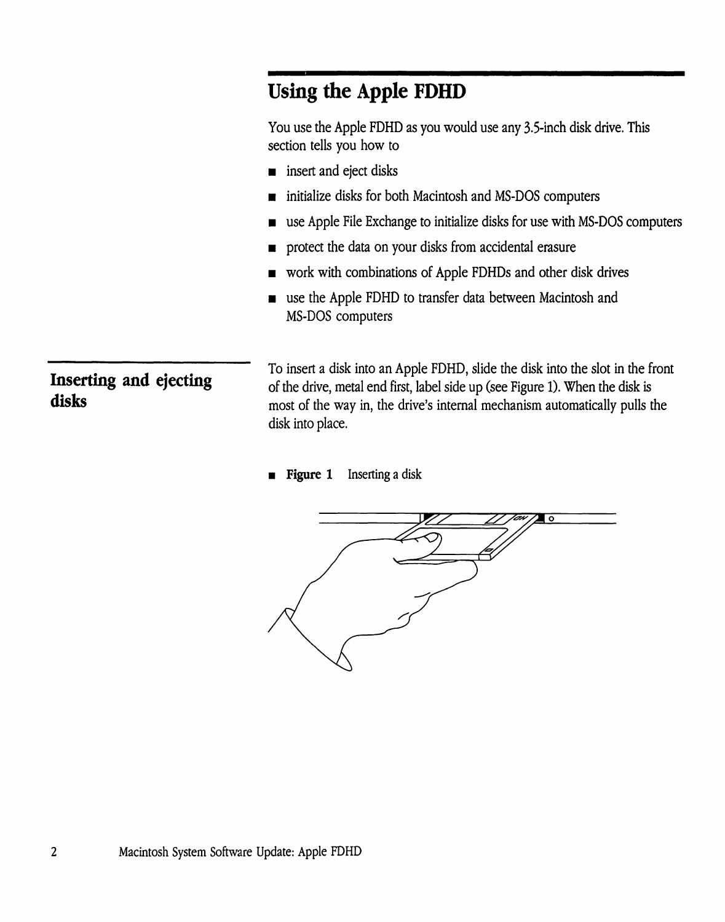## Using the Apple FDHD

You use the Apple FDHD as you would use any 3.5-inch disk drive. This section tells you how to

- insert and eject disks
- initialize disks for both Macintosh and MS-DOS computers
- use Apple File Exchange to initialize disks for use with MS-DOS computers
- protect the data on your disks from accidental erasure
- work with combinations of Apple FDHDs and other disk drives
- use the Apple FDHD to transfer data between Macintosh and MS-DOS computers

### Inserting and ejecting disks

To insert a disk into an Apple FDHD, slide the disk into the slot in the front of the drive, metal end first, label side up (see Figure 1). When the disk is most of the way in, the drive's internal mechanism automatically pulls the disk into place.

■ **Figure 1** Inserting a disk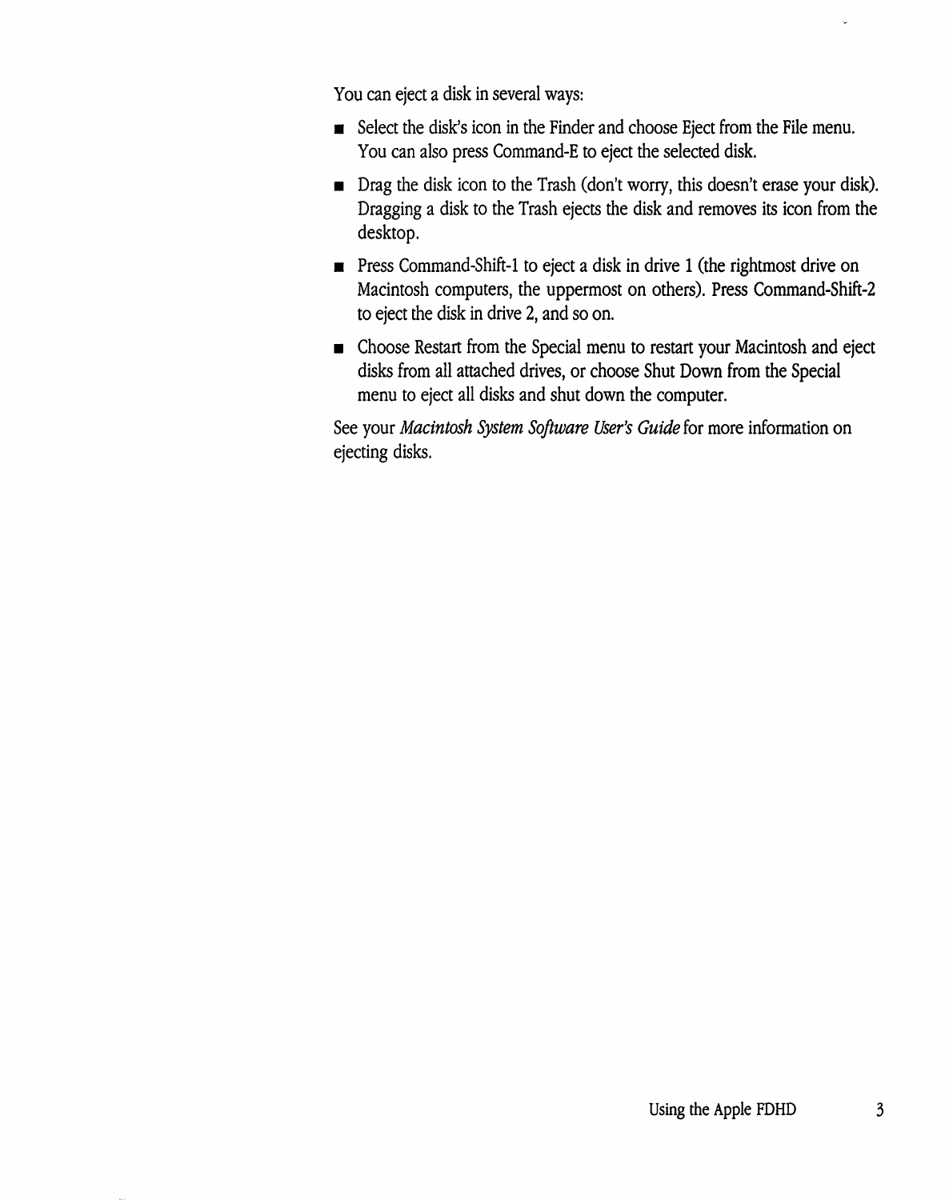You can eject a disk in several ways:

- Select the disk's icon in the Finder and choose Eject from the File menu. You can also press Command-E to eject the selected disk.
- Drag the disk icon to the Trash (don't worry, this doesn't erase your disk). Dragging a disk to the Trash ejects the disk and removes its icon from the desktop.
- Press Command-Shift-1 to eject a disk in drive 1 (the rightmost drive on Macintosh computers, the uppermost on others). Press Command-Shift-2 to eject the disk in drive 2, and so on.
- Choose Restart from the Special menu to restart your Macintosh and eject disks from all attached drives, or choose Shut Down from the Special menu to eject all disks and shut down the computer.

See your *Macintosh System Software User's Guide* for more information on ejecting disks.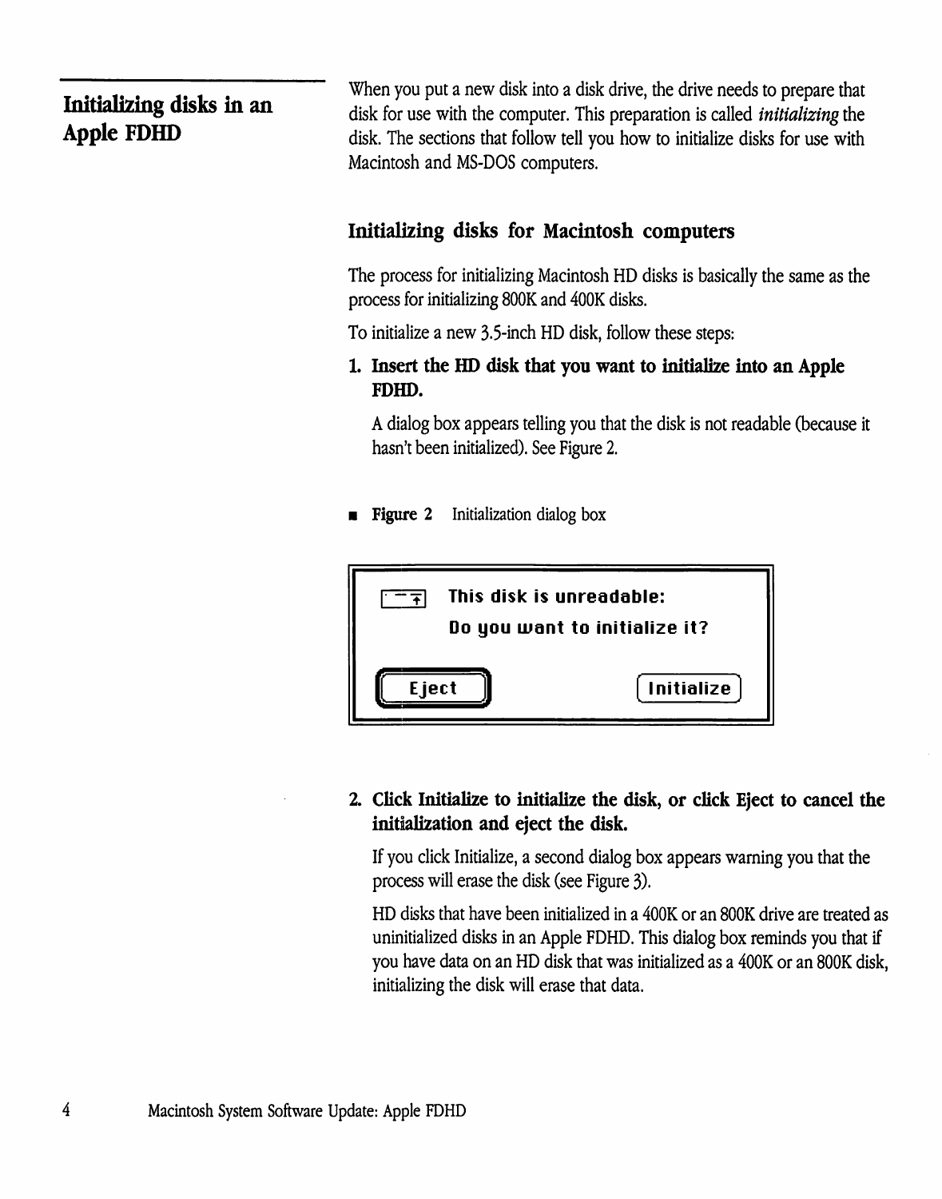## Initializing disks in an Apple FDHD

When you put a new disk into a disk drive, the drive needs to prepare that disk for use with the computer. This preparation is called *initializing* the disk. The sections that follow tell you how to initialize disks for use with Macintosh and MS-DOS computers.

### Initializing disks for Macintosh computers

The process for initializing Macintosh HD disks is basically the same as the process for initializing 800K and 400K disks.

To initialize a new 3.5-inch HD disk, follow these steps:

1. **Insert the HD disk that you want to initialize into an Apple FDHD.**

   A dialog box appears telling you that the disk is not readable (because it hasn't been initialized). See Figure 2.

■ **Figure 2** Initialization dialog box

This disk is unreadable:
Do you want to initialize it?

Eject     Initialize

2. **Click Initialize to initialize the disk, or click Eject to cancel the initialization and eject the disk.**

   If you click Initialize, a second dialog box appears warning you that the process will erase the disk (see Figure 3).

   HD disks that have been initialized in a 400K or an 800K drive are treated as uninitialized disks in an Apple FDHD. This dialog box reminds you that if you have data on an HD disk that was initialized as a 400K or an 800K disk, initializing the disk will erase that data.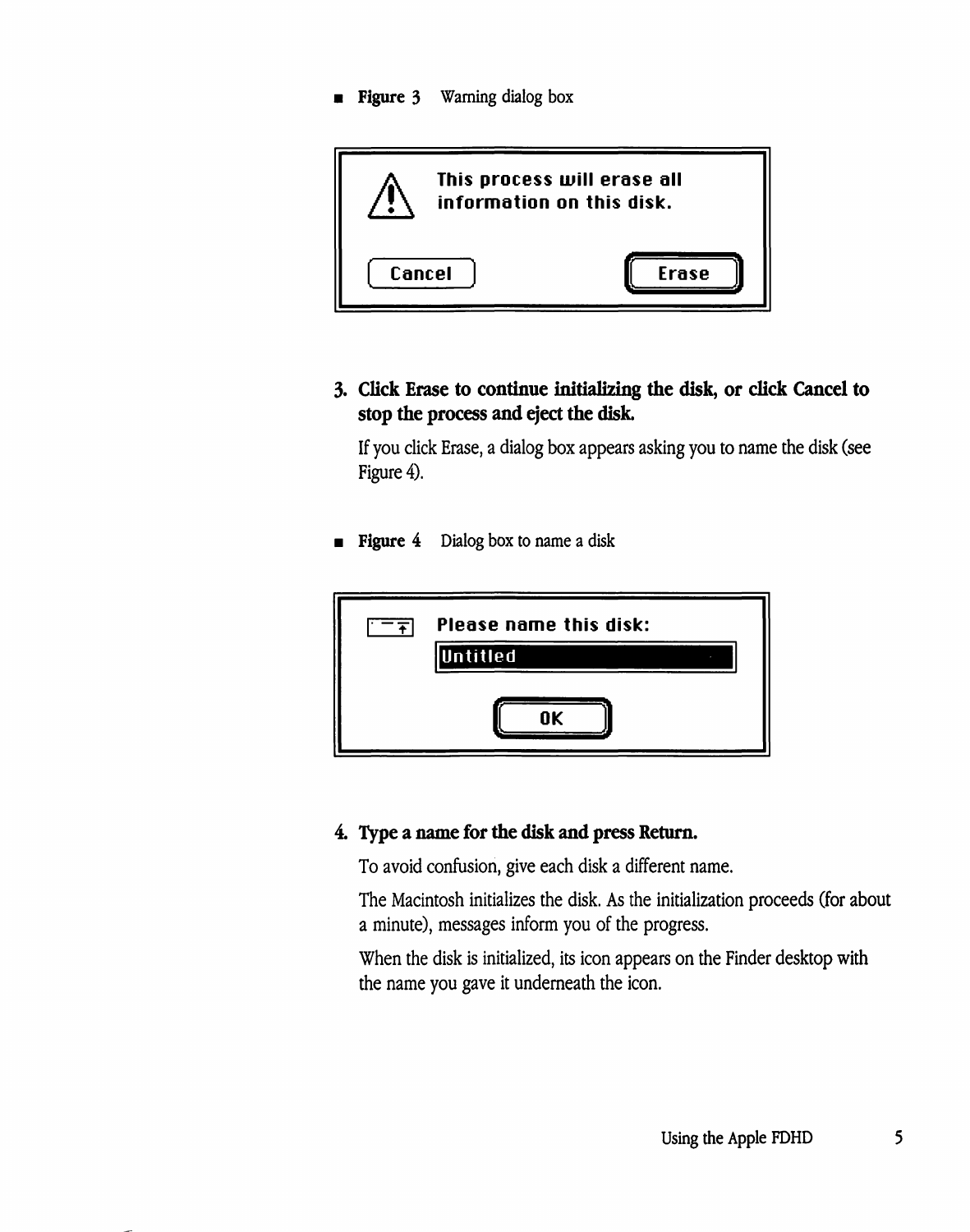■ **Figure 3** Warning dialog box

This process will erase all information on this disk.

Cancel | Erase

3. **Click Erase to continue initializing the disk, or click Cancel to stop the process and eject the disk.**

   If you click Erase, a dialog box appears asking you to name the disk (see Figure 4).

■ **Figure 4** Dialog box to name a disk

Please name this disk:

Untitled

OK

4. **Type a name for the disk and press Return.**

   To avoid confusion, give each disk a different name.

   The Macintosh initializes the disk. As the initialization proceeds (for about a minute), messages inform you of the progress.

   When the disk is initialized, its icon appears on the Finder desktop with the name you gave it underneath the icon.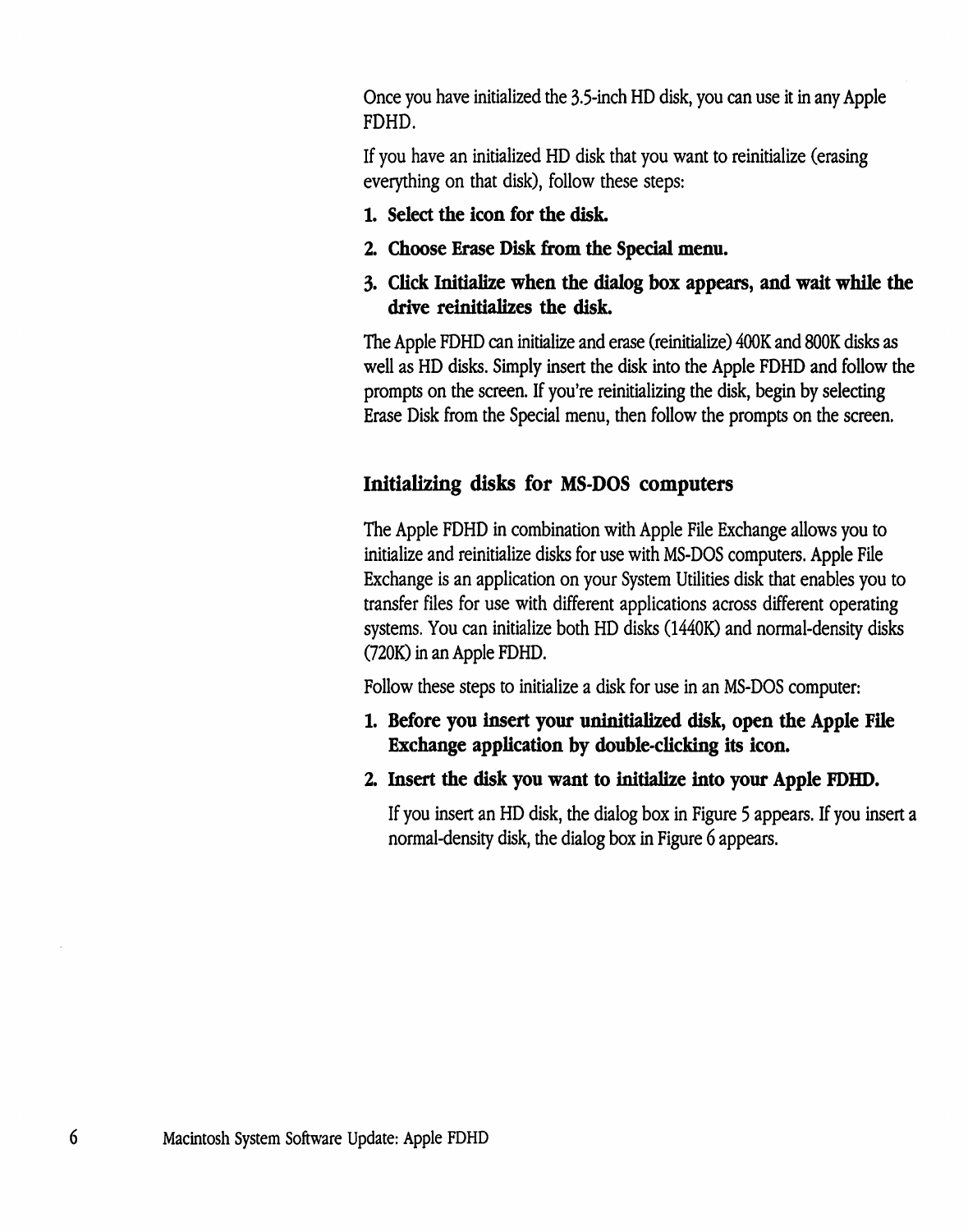Once you have initialized the 3.5-inch HD disk, you can use it in any Apple FDHD.

If you have an initialized HD disk that you want to reinitialize (erasing everything on that disk), follow these steps:

1. **Select the icon for the disk.**
2. **Choose Erase Disk from the Special menu.**
3. **Click Initialize when the dialog box appears, and wait while the drive reinitializes the disk.**

The Apple FDHD can initialize and erase (reinitialize) 400K and 800K disks as well as HD disks. Simply insert the disk into the Apple FDHD and follow the prompts on the screen. If you're reinitializing the disk, begin by selecting Erase Disk from the Special menu, then follow the prompts on the screen.

## Initializing disks for MS-DOS computers

The Apple FDHD in combination with Apple File Exchange allows you to initialize and reinitialize disks for use with MS-DOS computers. Apple File Exchange is an application on your System Utilities disk that enables you to transfer files for use with different applications across different operating systems. You can initialize both HD disks (1440K) and normal-density disks (720K) in an Apple FDHD.

Follow these steps to initialize a disk for use in an MS-DOS computer:

1. **Before you insert your uninitialized disk, open the Apple File Exchange application by double-clicking its icon.**
2. **Insert the disk you want to initialize into your Apple FDHD.**

   If you insert an HD disk, the dialog box in Figure 5 appears. If you insert a normal-density disk, the dialog box in Figure 6 appears.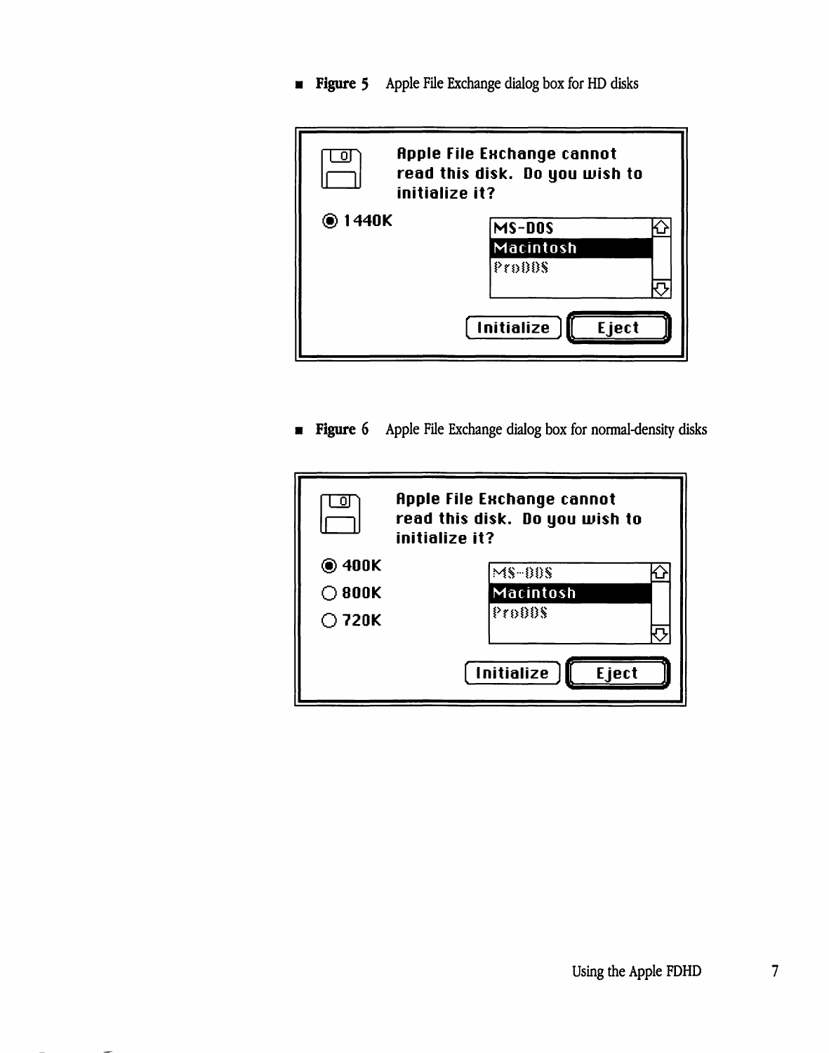■ **Figure 5** Apple File Exchange dialog box for HD disks

Apple File Exchange cannot read this disk. Do you wish to initialize it?

◉ 1440K

MS-DOS
Macintosh
ProDOS

Initialize | Eject

■ **Figure 6** Apple File Exchange dialog box for normal-density disks

Apple File Exchange cannot read this disk. Do you wish to initialize it?

◉ 400K
○ 800K
○ 720K

MS-DOS
Macintosh
ProDOS

Initialize | Eject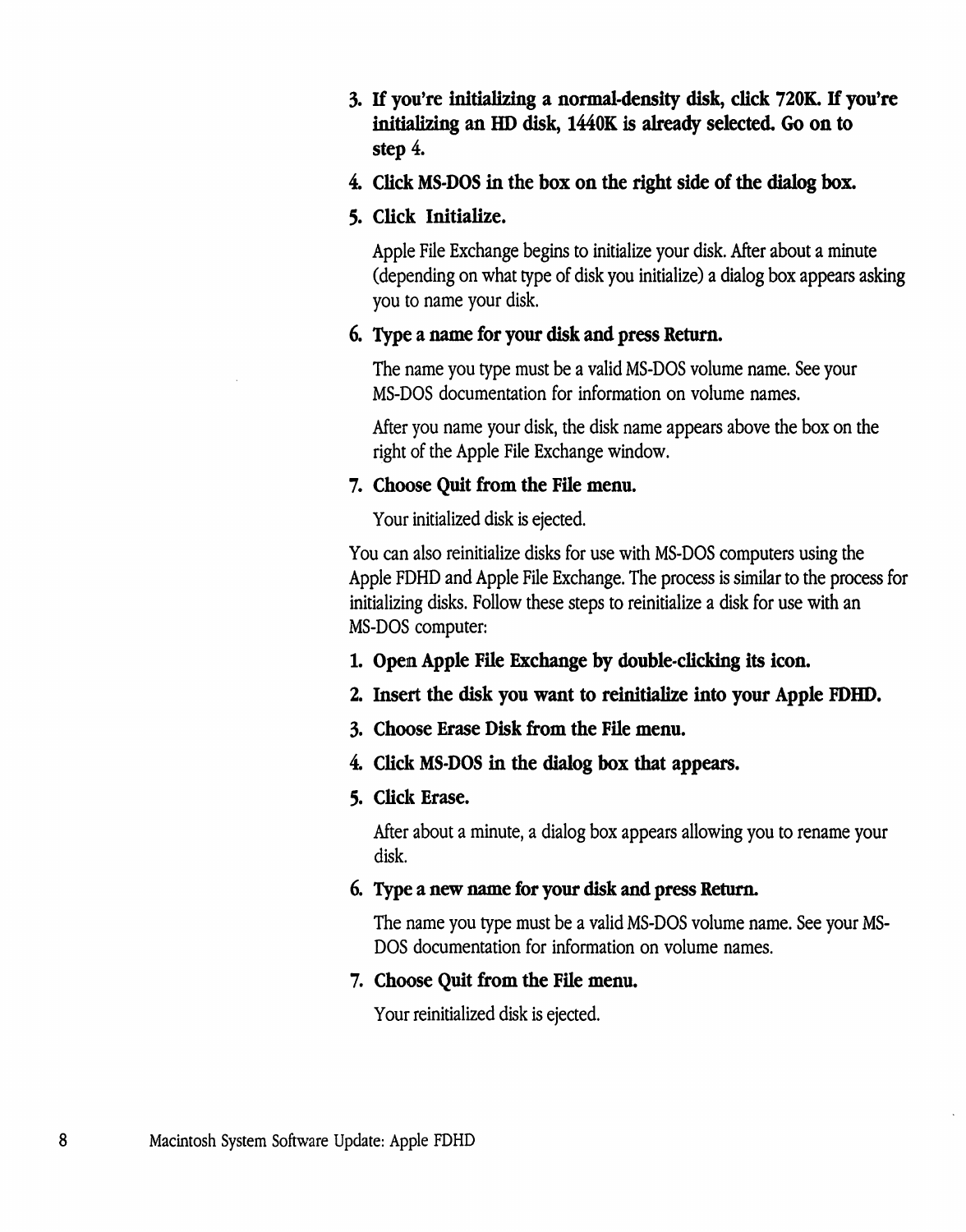3. **If you're initializing a normal-density disk, click 720K. If you're initializing an HD disk, 1440K is already selected. Go on to step 4.**

4. **Click MS-DOS in the box on the right side of the dialog box.**

5. **Click Initialize.**

   Apple File Exchange begins to initialize your disk. After about a minute (depending on what type of disk you initialize) a dialog box appears asking you to name your disk.

6. **Type a name for your disk and press Return.**

   The name you type must be a valid MS-DOS volume name. See your MS-DOS documentation for information on volume names.

   After you name your disk, the disk name appears above the box on the right of the Apple File Exchange window.

7. **Choose Quit from the File menu.**

   Your initialized disk is ejected.

You can also reinitialize disks for use with MS-DOS computers using the Apple FDHD and Apple File Exchange. The process is similar to the process for initializing disks. Follow these steps to reinitialize a disk for use with an MS-DOS computer:

1. **Open Apple File Exchange by double-clicking its icon.**

2. **Insert the disk you want to reinitialize into your Apple FDHD.**

3. **Choose Erase Disk from the File menu.**

4. **Click MS-DOS in the dialog box that appears.**

5. **Click Erase.**

   After about a minute, a dialog box appears allowing you to rename your disk.

6. **Type a new name for your disk and press Return.**

   The name you type must be a valid MS-DOS volume name. See your MS-DOS documentation for information on volume names.

7. **Choose Quit from the File menu.**

   Your reinitialized disk is ejected.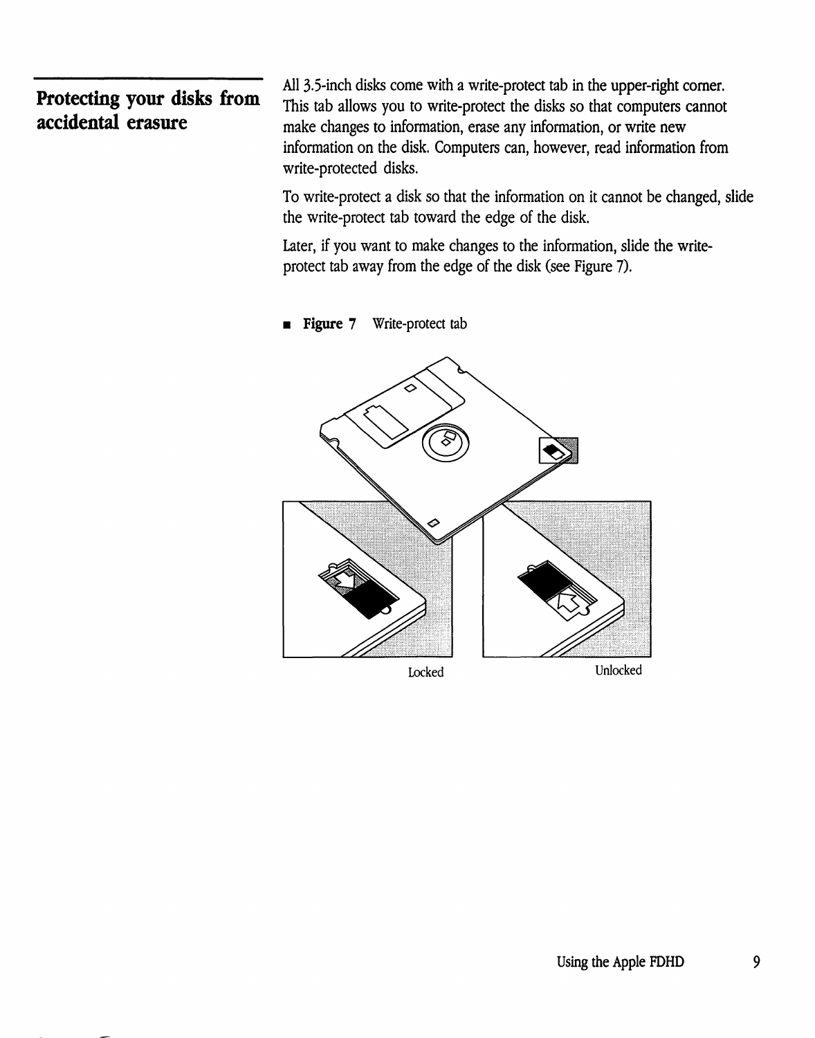## Protecting your disks from accidental erasure

All 3.5-inch disks come with a write-protect tab in the upper-right corner. This tab allows you to write-protect the disks so that computers cannot make changes to information, erase any information, or write new information on the disk. Computers can, however, read information from write-protected disks.

To write-protect a disk so that the information on it cannot be changed, slide the write-protect tab toward the edge of the disk.

Later, if you want to make changes to the information, slide the write-protect tab away from the edge of the disk (see Figure 7).

■ **Figure 7** Write-protect tab

Locked

Unlocked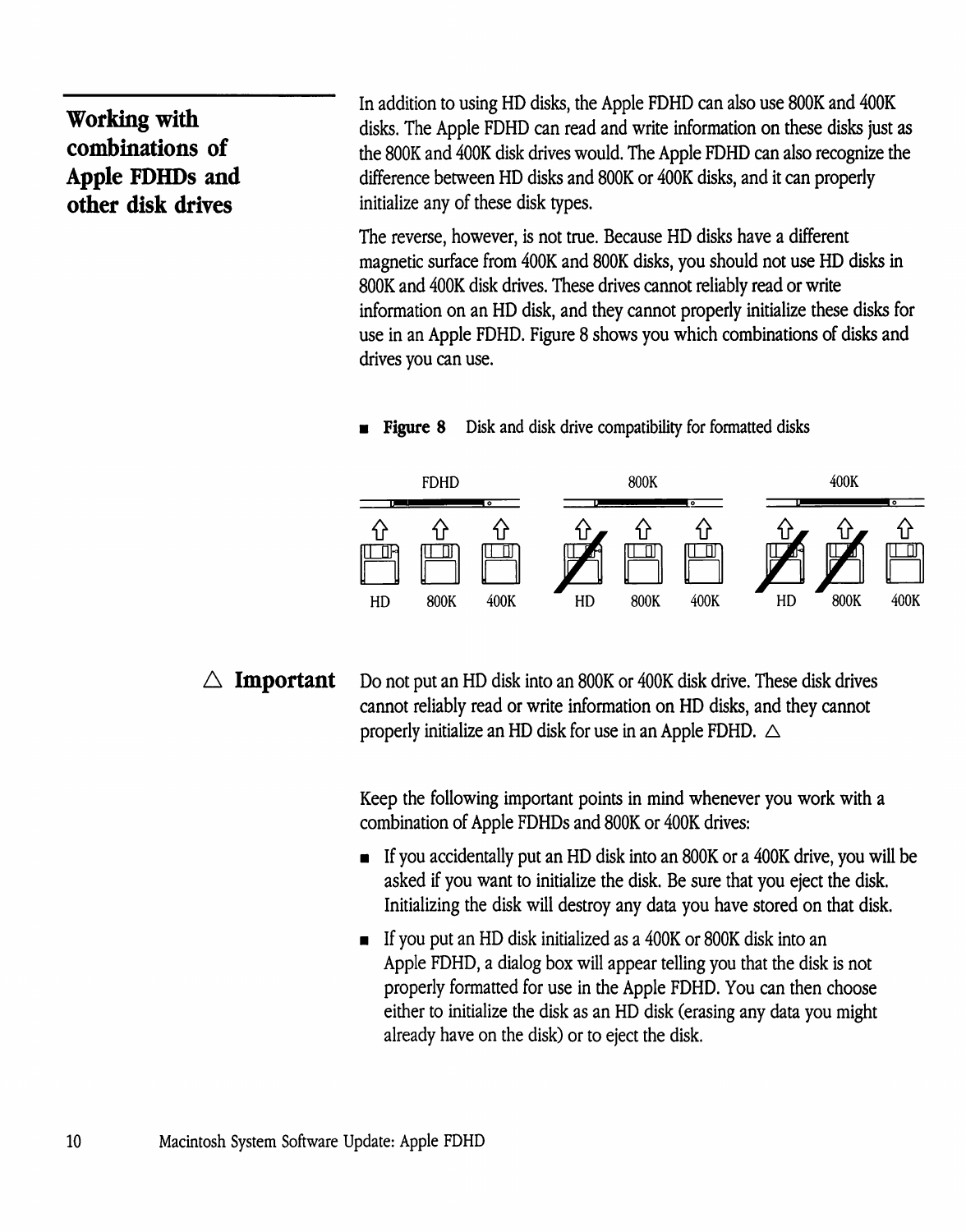## Working with combinations of Apple FDHDs and other disk drives

In addition to using HD disks, the Apple FDHD can also use 800K and 400K disks. The Apple FDHD can read and write information on these disks just as the 800K and 400K disk drives would. The Apple FDHD can also recognize the difference between HD disks and 800K or 400K disks, and it can properly initialize any of these disk types.

The reverse, however, is not true. Because HD disks have a different magnetic surface from 400K and 800K disks, you should not use HD disks in 800K and 400K disk drives. These drives cannot reliably read or write information on an HD disk, and they cannot properly initialize these disks for use in an Apple FDHD. Figure 8 shows you which combinations of disks and drives you can use.

■ **Figure 8** Disk and disk drive compatibility for formatted disks

| FDHD | | | 800K | | | 400K | | |
|---|---|---|---|---|---|---|---|---|
| HD | 800K | 400K | ~~HD~~ | 800K | 400K | ~~HD~~ | ~~800K~~ | 400K |

**△ Important** Do not put an HD disk into an 800K or 400K disk drive. These disk drives cannot reliably read or write information on HD disks, and they cannot properly initialize an HD disk for use in an Apple FDHD. △

Keep the following important points in mind whenever you work with a combination of Apple FDHDs and 800K or 400K drives:

- If you accidentally put an HD disk into an 800K or a 400K drive, you will be asked if you want to initialize the disk. Be sure that you eject the disk. Initializing the disk will destroy any data you have stored on that disk.
- If you put an HD disk initialized as a 400K or 800K disk into an Apple FDHD, a dialog box will appear telling you that the disk is not properly formatted for use in the Apple FDHD. You can then choose either to initialize the disk as an HD disk (erasing any data you might already have on the disk) or to eject the disk.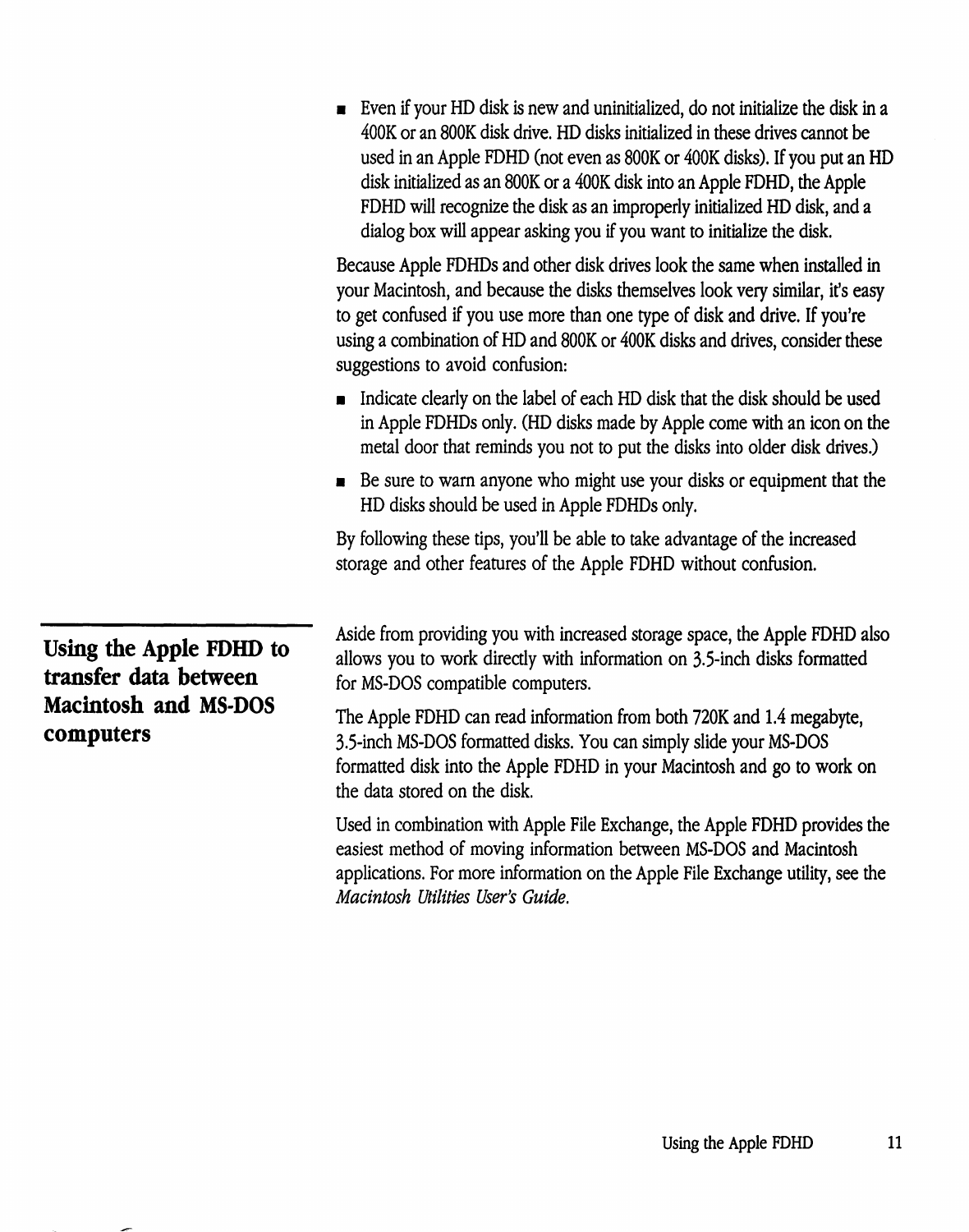- Even if your HD disk is new and uninitialized, do not initialize the disk in a 400K or an 800K disk drive. HD disks initialized in these drives cannot be used in an Apple FDHD (not even as 800K or 400K disks). If you put an HD disk initialized as an 800K or a 400K disk into an Apple FDHD, the Apple FDHD will recognize the disk as an improperly initialized HD disk, and a dialog box will appear asking you if you want to initialize the disk.

Because Apple FDHDs and other disk drives look the same when installed in your Macintosh, and because the disks themselves look very similar, it's easy to get confused if you use more than one type of disk and drive. If you're using a combination of HD and 800K or 400K disks and drives, consider these suggestions to avoid confusion:

- Indicate clearly on the label of each HD disk that the disk should be used in Apple FDHDs only. (HD disks made by Apple come with an icon on the metal door that reminds you not to put the disks into older disk drives.)
- Be sure to warn anyone who might use your disks or equipment that the HD disks should be used in Apple FDHDs only.

By following these tips, you'll be able to take advantage of the increased storage and other features of the Apple FDHD without confusion.

## Using the Apple FDHD to transfer data between Macintosh and MS-DOS computers

Aside from providing you with increased storage space, the Apple FDHD also allows you to work directly with information on 3.5-inch disks formatted for MS-DOS compatible computers.

The Apple FDHD can read information from both 720K and 1.4 megabyte, 3.5-inch MS-DOS formatted disks. You can simply slide your MS-DOS formatted disk into the Apple FDHD in your Macintosh and go to work on the data stored on the disk.

Used in combination with Apple File Exchange, the Apple FDHD provides the easiest method of moving information between MS-DOS and Macintosh applications. For more information on the Apple File Exchange utility, see the *Macintosh Utilities User's Guide.*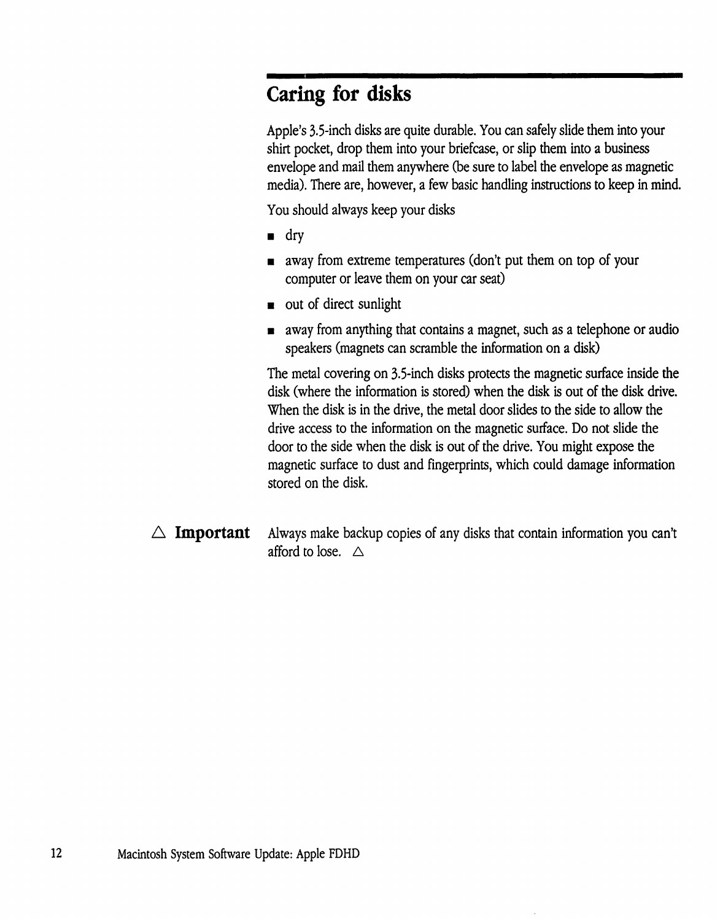## Caring for disks

Apple's 3.5-inch disks are quite durable. You can safely slide them into your shirt pocket, drop them into your briefcase, or slip them into a business envelope and mail them anywhere (be sure to label the envelope as magnetic media). There are, however, a few basic handling instructions to keep in mind.

You should always keep your disks

- dry
- away from extreme temperatures (don't put them on top of your computer or leave them on your car seat)
- out of direct sunlight
- away from anything that contains a magnet, such as a telephone or audio speakers (magnets can scramble the information on a disk)

The metal covering on 3.5-inch disks protects the magnetic surface inside the disk (where the information is stored) when the disk is out of the disk drive. When the disk is in the drive, the metal door slides to the side to allow the drive access to the information on the magnetic surface. Do not slide the door to the side when the disk is out of the drive. You might expose the magnetic surface to dust and fingerprints, which could damage information stored on the disk.

△ **Important** Always make backup copies of any disks that contain information you can't afford to lose. △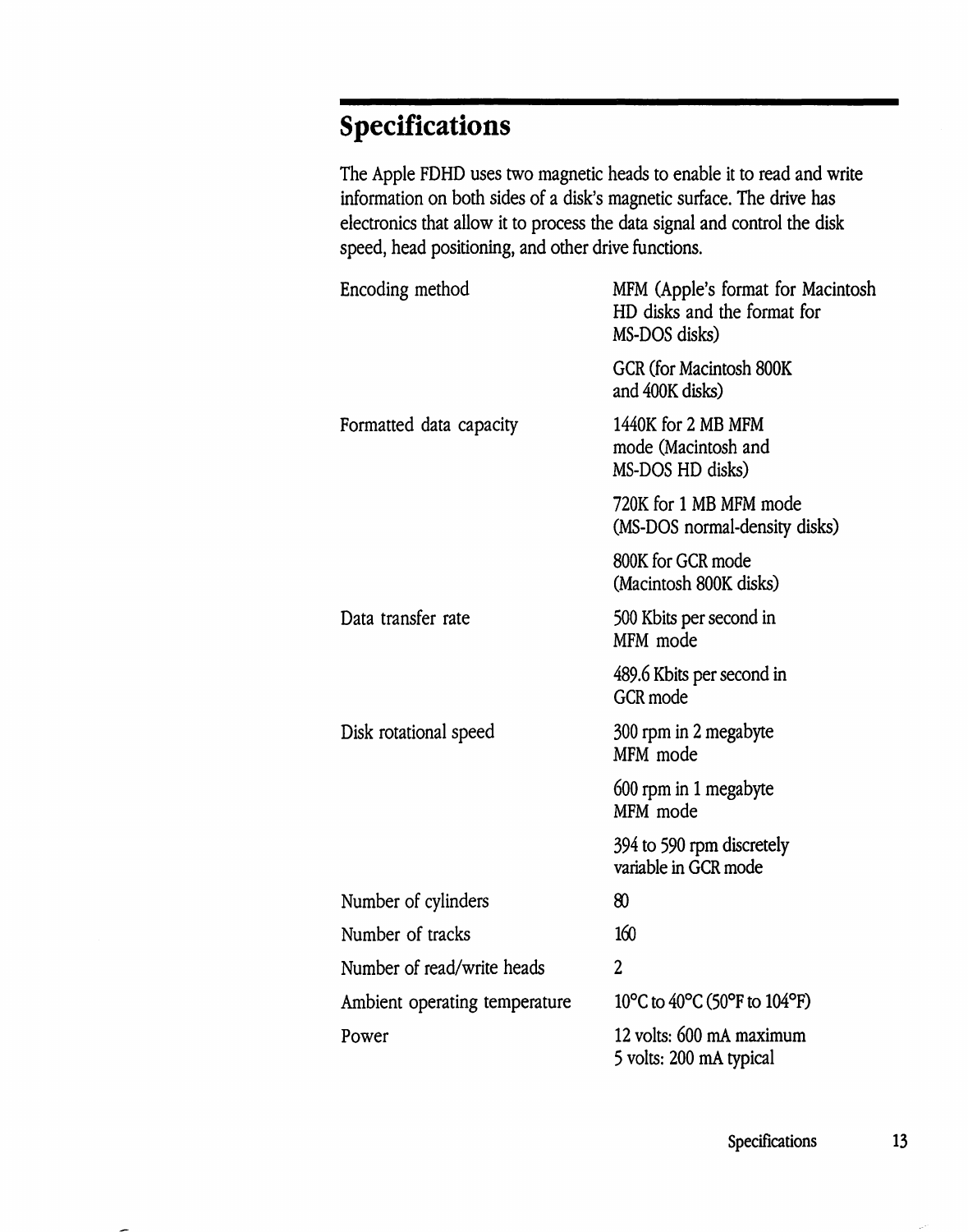## Specifications

The Apple FDHD uses two magnetic heads to enable it to read and write information on both sides of a disk's magnetic surface. The drive has electronics that allow it to process the data signal and control the disk speed, head positioning, and other drive functions.

| | |
|---|---|
| Encoding method | MFM (Apple's format for Macintosh HD disks and the format for MS-DOS disks)<br><br>GCR (for Macintosh 800K and 400K disks) |
| Formatted data capacity | 1440K for 2 MB MFM mode (Macintosh and MS-DOS HD disks)<br><br>720K for 1 MB MFM mode (MS-DOS normal-density disks)<br><br>800K for GCR mode (Macintosh 800K disks) |
| Data transfer rate | 500 Kbits per second in MFM mode<br><br>489.6 Kbits per second in GCR mode |
| Disk rotational speed | 300 rpm in 2 megabyte MFM mode<br><br>600 rpm in 1 megabyte MFM mode<br><br>394 to 590 rpm discretely variable in GCR mode |
| Number of cylinders | 80 |
| Number of tracks | 160 |
| Number of read/write heads | 2 |
| Ambient operating temperature | 10°C to 40°C (50°F to 104°F) |
| Power | 12 volts: 600 mA maximum<br>5 volts: 200 mA typical |